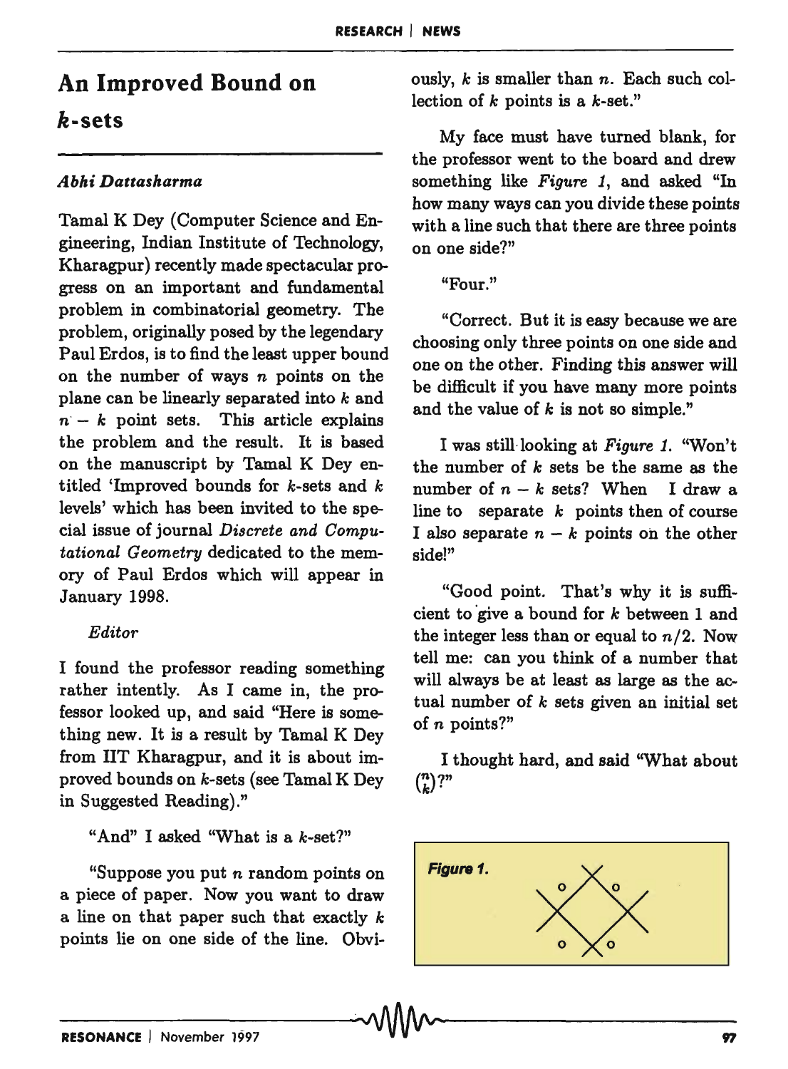# An Improved Bound on $k$-sets

*Abhi Dattasharma*

Tamal K Dey (Computer Science and Engineering, Indian Institute of Technology, Kharagpur) recently made spectacular progress on an important and fundamental problem in combinatorial geometry. The problem, originally posed by the legendary Paul Erdos, is to find the least upper bound on the number of ways $n$ points on the plane can be linearly separated into $k$ and $n - k$ point sets. This article explains the problem and the result. It is based on the manuscript by Tamal K Dey entitled 'Improved bounds for $k$-sets and $k$ levels' which has been invited to the special issue of journal *Discrete and Computational Geometry* dedicated to the memory of Paul Erdos which will appear in January 1998.

*Editor*

I found the professor reading something rather intently. As I came in, the professor looked up, and said "Here is something new. It is a result by Tamal K Dey from IIT Kharagpur, and it is about improved bounds on $k$-sets (see Tamal K Dey in Suggested Reading)."

"And" I asked "What is a $k$-set?"

"Suppose you put $n$ random points on a piece of paper. Now you want to draw a line on that paper such that exactly $k$ points lie on one side of the line. Obviously, $k$ is smaller than $n$. Each such collection of $k$ points is a $k$-set."

My face must have turned blank, for the professor went to the board and drew something like *Figure 1*, and asked "In how many ways can you divide these points with a line such that there are three points on one side?"

"Four."

"Correct. But it is easy because we are choosing only three points on one side and one on the other. Finding this answer will be difficult if you have many more points and the value of $k$ is not so simple."

I was still looking at *Figure 1*. "Won't the number of $k$ sets be the same as the number of $n - k$ sets? When I draw a line to separate $k$ points then of course I also separate $n - k$ points on the other side!"

"Good point. That's why it is sufficient to give a bound for $k$ between 1 and the integer less than or equal to $n/2$. Now tell me: can you think of a number that will always be at least as large as the actual number of $k$ sets given an initial set of $n$ points?"

I thought hard, and said "What about $\binom{n}{k}$?"

**Figure 1.**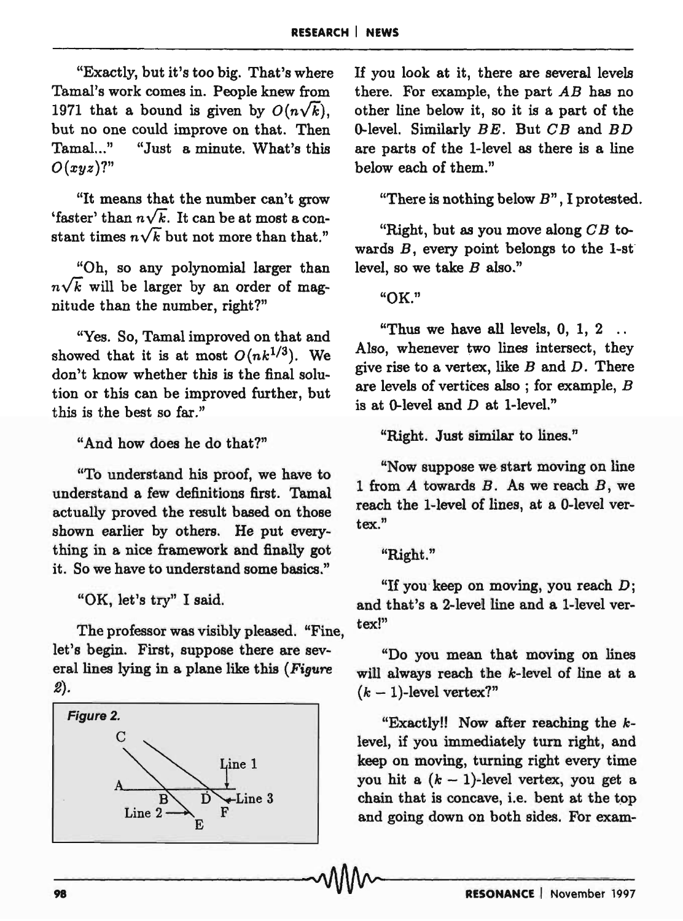"Exactly, but it's too big. That's where Tamal's work comes in. People knew from 1971 that a bound is given by $O(n\sqrt{k})$, but no one could improve on that. Then Tamal..." "Just a minute. What's this $O(xyz)$?"

"It means that the number can't grow 'faster' than $n\sqrt{k}$. It can be at most a constant times $n\sqrt{k}$ but not more than that."

"Oh, so any polynomial larger than $n\sqrt{k}$ will be larger by an order of magnitude than the number, right?"

"Yes. So, Tamal improved on that and showed that it is at most $O(nk^{1/3})$. We don't know whether this is the final solution or this can be improved further, but this is the best so far."

"And how does he do that?"

"To understand his proof, we have to understand a few definitions first. Tamal actually proved the result based on those shown earlier by others. He put everything in a nice framework and finally got it. So we have to understand some basics."

"OK, let's try" I said.

The professor was visibly pleased. "Fine, let's begin. First, suppose there are several lines lying in a plane like this (*Figure 2*).

*Figure 2.*

If you look at it, there are several levels there. For example, the part $AB$ has no other line below it, so it is a part of the 0-level. Similarly $BE$. But $CB$ and $BD$ are parts of the 1-level as there is a line below each of them."

"There is nothing below $B$", I protested.

"Right, but as you move along $CB$ towards $B$, every point belongs to the 1-st level, so we take $B$ also."

"OK."

"Thus we have all levels, 0, 1, 2 .. Also, whenever two lines intersect, they give rise to a vertex, like $B$ and $D$. There are levels of vertices also ; for example, $B$ is at 0-level and $D$ at 1-level."

"Right. Just similar to lines."

"Now suppose we start moving on line 1 from $A$ towards $B$. As we reach $B$, we reach the 1-level of lines, at a 0-level vertex."

"Right."

"If you keep on moving, you reach $D$; and that's a 2-level line and a 1-level vertex!"

"Do you mean that moving on lines will always reach the $k$-level of line at a $(k-1)$-level vertex?"

"Exactly!! Now after reaching the $k$-level, if you immediately turn right, and keep on moving, turning right every time you hit a $(k-1)$-level vertex, you get a chain that is concave, i.e. bent at the top and going down on both sides. For exam-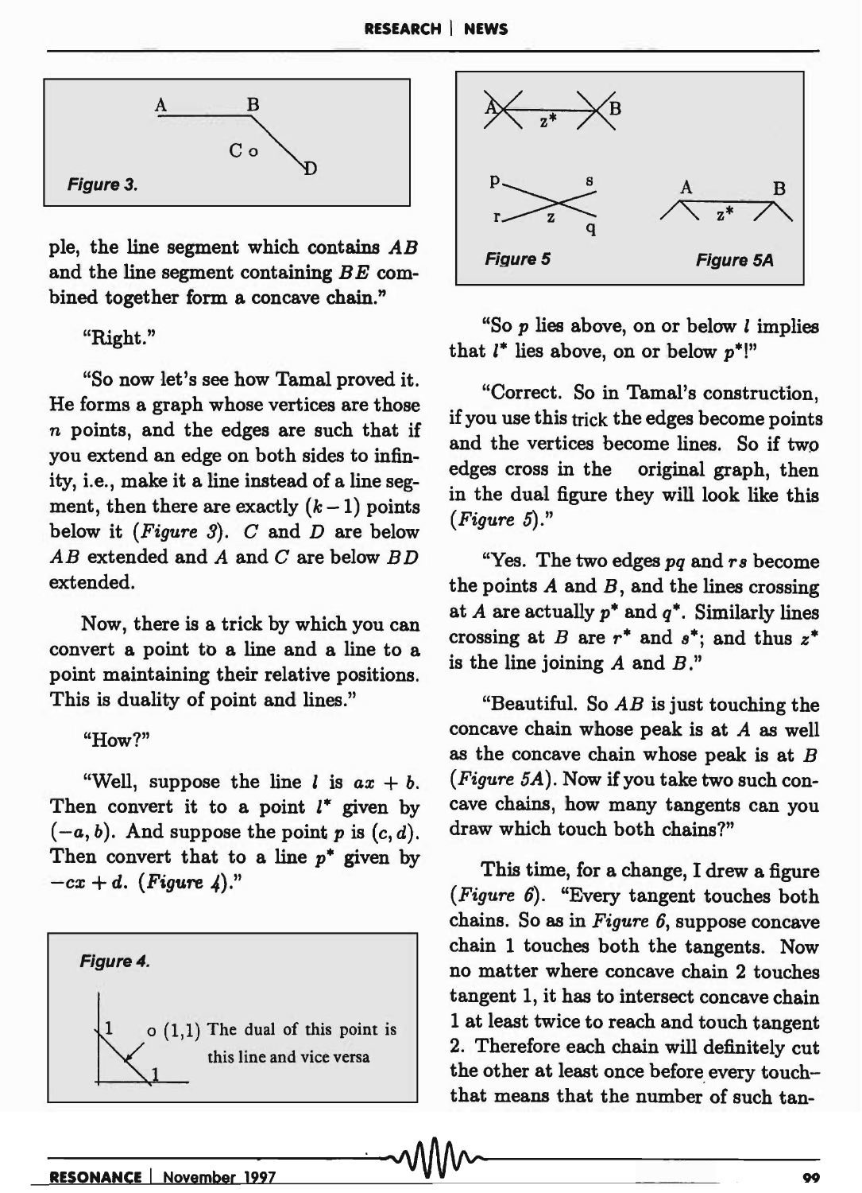Figure 3.

ple, the line segment which contains $AB$ and the line segment containing $BE$ combined together form a concave chain."

"Right."

"So now let's see how Tamal proved it. He forms a graph whose vertices are those $n$ points, and the edges are such that if you extend an edge on both sides to infinity, i.e., make it a line instead of a line segment, then there are exactly $(k-1)$ points below it (*Figure 3*). $C$ and $D$ are below $AB$ extended and $A$ and $C$ are below $BD$ extended.

Now, there is a trick by which you can convert a point to a line and a line to a point maintaining their relative positions. This is duality of point and lines."

"How?"

"Well, suppose the line $l$ is $ax + b$. Then convert it to a point $l^*$ given by $(-a, b)$. And suppose the point $p$ is $(c, d)$. Then convert that to a line $p^*$ given by $-cx + d$. (*Figure 4*)."

Figure 4.

The dual of this point is this line and vice versa

Figure 5 Figure 5A

"So $p$ lies above, on or below $l$ implies that $l^*$ lies above, on or below $p^*$!"

"Correct. So in Tamal's construction, if you use this trick the edges become points and the vertices become lines. So if two edges cross in the original graph, then in the dual figure they will look like this (*Figure 5*)."

"Yes. The two edges $pq$ and $rs$ become the points $A$ and $B$, and the lines crossing at $A$ are actually $p^*$ and $q^*$. Similarly lines crossing at $B$ are $r^*$ and $s^*$; and thus $z^*$ is the line joining $A$ and $B$."

"Beautiful. So $AB$ is just touching the concave chain whose peak is at $A$ as well as the concave chain whose peak is at $B$ (*Figure 5A*). Now if you take two such concave chains, how many tangents can you draw which touch both chains?"

This time, for a change, I drew a figure (*Figure 6*). "Every tangent touches both chains. So as in *Figure 6*, suppose concave chain 1 touches both the tangents. Now no matter where concave chain 2 touches tangent 1, it has to intersect concave chain 1 at least twice to reach and touch tangent 2. Therefore each chain will definitely cut the other at least once before every touch– that means that the number of such tan-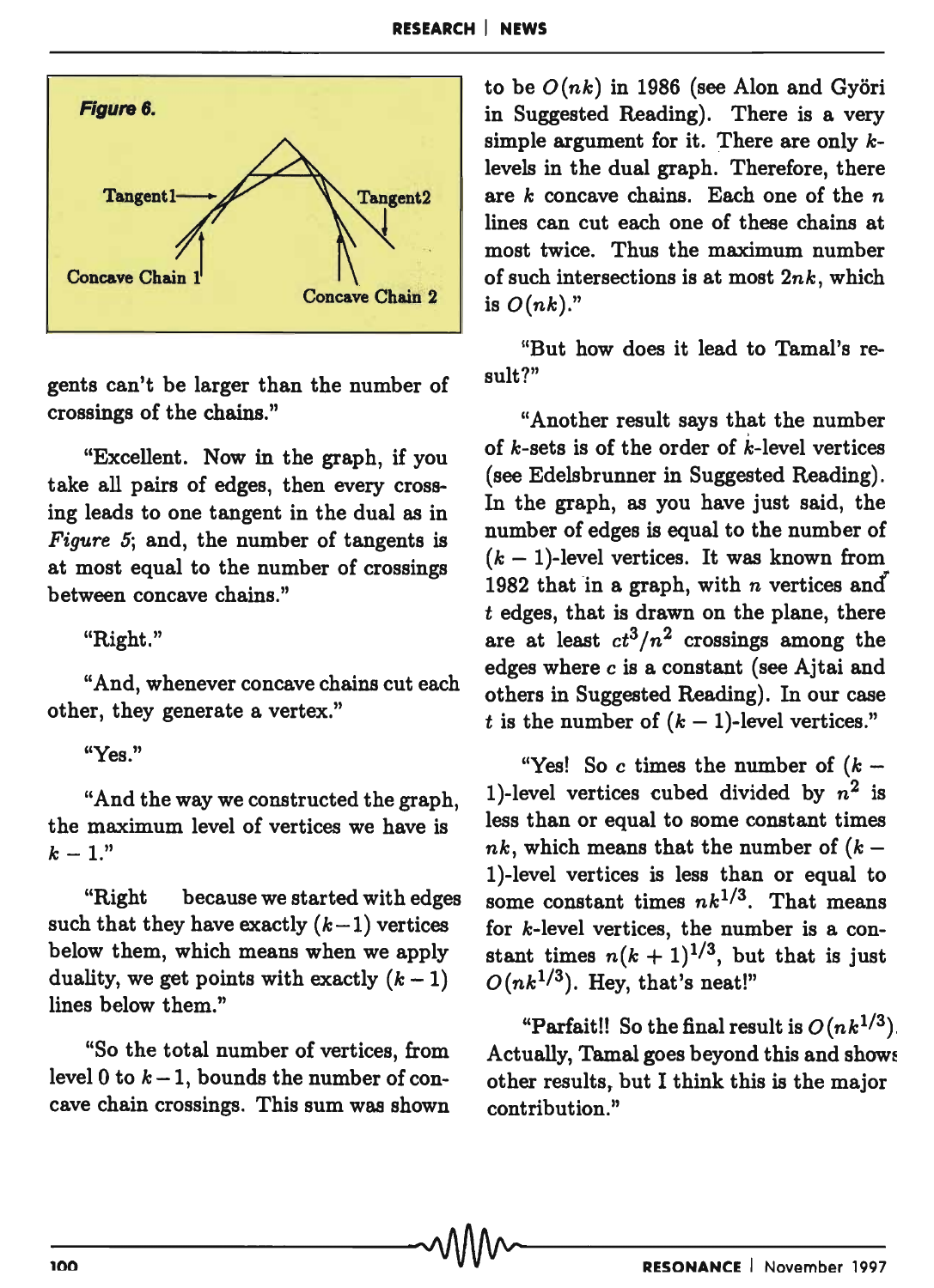**Figure 6.**

Tangent1 Tangent2 Concave Chain 1 Concave Chain 2

gents can't be larger than the number of crossings of the chains."

"Excellent. Now in the graph, if you take all pairs of edges, then every crossing leads to one tangent in the dual as in *Figure 5*; and, the number of tangents is at most equal to the number of crossings between concave chains."

"Right."

"And, whenever concave chains cut each other, they generate a vertex."

"Yes."

"And the way we constructed the graph, the maximum level of vertices we have is $k-1$."

"Right because we started with edges such that they have exactly $(k-1)$ vertices below them, which means when we apply duality, we get points with exactly $(k-1)$ lines below them."

"So the total number of vertices, from level 0 to $k-1$, bounds the number of concave chain crossings. This sum was shown to be $O(nk)$ in 1986 (see Alon and Györi in Suggested Reading). There is a very simple argument for it. There are only $k$-levels in the dual graph. Therefore, there are $k$ concave chains. Each one of the $n$ lines can cut each one of these chains at most twice. Thus the maximum number of such intersections is at most $2nk$, which is $O(nk)$."

"But how does it lead to Tamal's result?"

"Another result says that the number of $k$-sets is of the order of $k$-level vertices (see Edelsbrunner in Suggested Reading). In the graph, as you have just said, the number of edges is equal to the number of $(k-1)$-level vertices. It was known from 1982 that in a graph, with $n$ vertices and $t$ edges, that is drawn on the plane, there are at least $ct^3/n^2$ crossings among the edges where $c$ is a constant (see Ajtai and others in Suggested Reading). In our case $t$ is the number of $(k-1)$-level vertices."

"Yes! So $c$ times the number of $(k-1)$-level vertices cubed divided by $n^2$ is less than or equal to some constant times $nk$, which means that the number of $(k-1)$-level vertices is less than or equal to some constant times $nk^{1/3}$. That means for $k$-level vertices, the number is a constant times $n(k+1)^{1/3}$, but that is just $O(nk^{1/3})$. Hey, that's neat!"

"Parfait!! So the final result is $O(nk^{1/3})$. Actually, Tamal goes beyond this and shows other results, but I think this is the major contribution."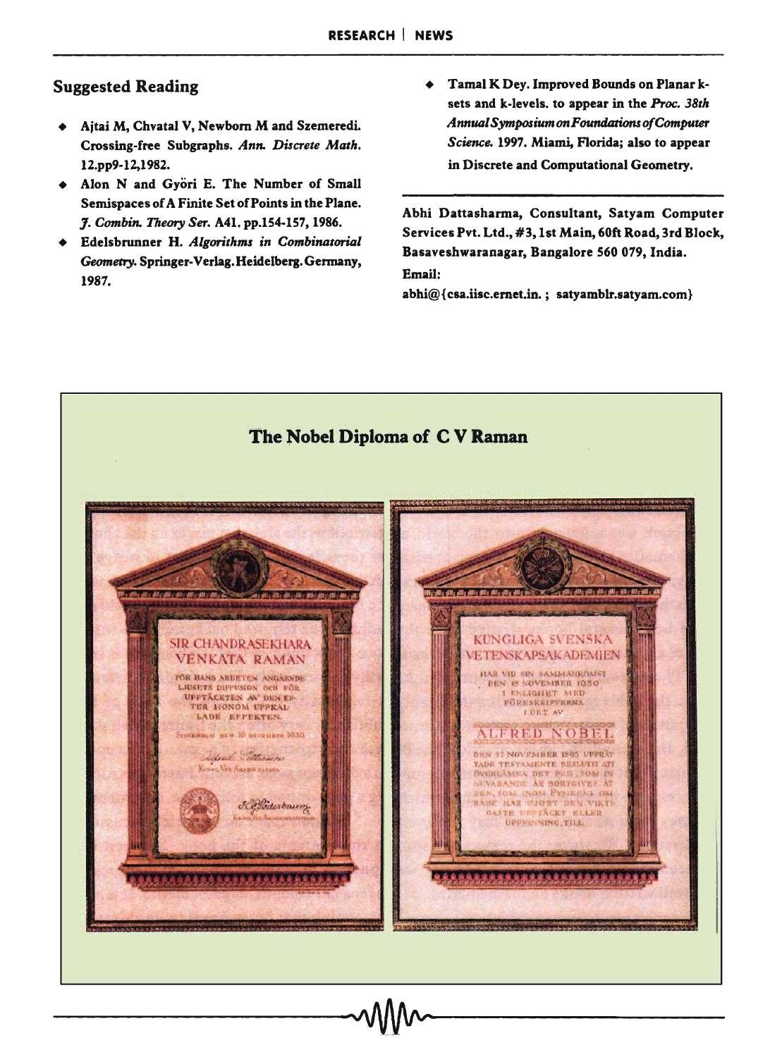## Suggested Reading

- Ajtai M, Chvatal V, Newborn M and Szemeredi. Crossing-free Subgraphs. *Ann. Discrete Math.* 12.pp9-12,1982.
- Alon N and Győri E. The Number of Small Semispaces of A Finite Set of Points in the Plane. *J. Combin. Theory Ser.* A41. pp.154-157, 1986.
- Edelsbrunner H. *Algorithms in Combinatorial Geometry*. Springer-Verlag. Heidelberg. Germany, 1987.
- Tamal K Dey. Improved Bounds on Planar k-sets and k-levels. to appear in the *Proc. 38th Annual Symposium on Foundations of Computer Science*. 1997. Miami, Florida; also to appear in Discrete and Computational Geometry.

Abhi Dattasharma, Consultant, Satyam Computer Services Pvt. Ltd., #3, 1st Main, 60ft Road, 3rd Block, Basaveshwaranagar, Bangalore 560 079, India.

Email:
abhi@{csa.iisc.ernet.in. ; satyamblr.satyam.com}

## The Nobel Diploma of C V Raman

SIR CHANDRASEKHARA VENKATA RAMAN

FÖR HANS ARBETEN ANGÅENDE LJUSETS DIFFUSION OCH FÖR UPPTÄCKTEN AV DEN EFTER HONOM UPPKALLADE EFFEKTEN.

STOCKHOLM DEN 10 DECEMBER 1930

KUNGLIGA SVENSKA VETENSKAPSAKADEMIEN

HAR VID SIN SAMMANKOMST DEN 13 NOVEMBER 1930 I ENLIGHET MED FÖRESKRIFTERNA I DET AV

ALFRED NOBEL

DEN 27 NOVEMBER 1895 UPPRÄTTADE TESTAMENTE BESLUTIT ATT ÖVERLÄMNA DET PRIS, SOM IN NEVARANDE ÅR BORTGIVES ÅT DEN, SOM INOM FYSIKENS OMRÅDE HAR GJORT DEN VIKTIGASTE UPPTÄCKT ELLER UPPFINNING, TILL